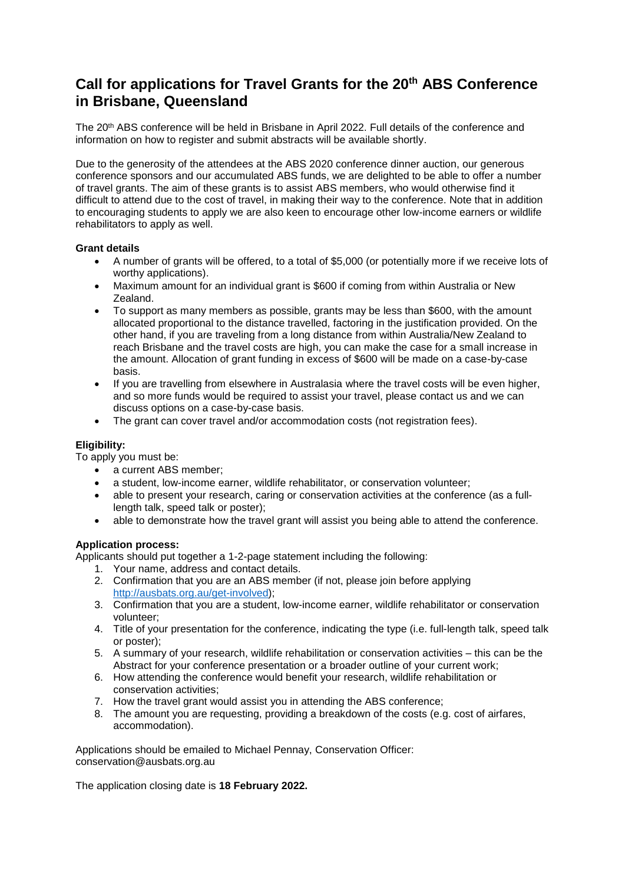# Call for applications for Travel Grants for the 20th ABS Conference in Brisbane, Queensland

The 20th ABS conference will be held in Brisbane in April 2022. Full details of the conference and information on how to register and submit abstracts will be available shortly.

Due to the generosity of the attendees at the ABS 2020 conference dinner auction, our generous conference sponsors and our accumulated ABS funds, we are delighted to be able to offer a number of travel grants. The aim of these grants is to assist ABS members, who would otherwise find it difficult to attend due to the cost of travel, in making their way to the conference. Note that in addition to encouraging students to apply we are also keen to encourage other low-income earners or wildlife rehabilitators to apply as well.

**Grant details**

- A number of grants will be offered, to a total of $5,000 (or potentially more if we receive lots of worthy applications).
- Maximum amount for an individual grant is $600 if coming from within Australia or New Zealand.
- To support as many members as possible, grants may be less than $600, with the amount allocated proportional to the distance travelled, factoring in the justification provided. On the other hand, if you are traveling from a long distance from within Australia/New Zealand to reach Brisbane and the travel costs are high, you can make the case for a small increase in the amount. Allocation of grant funding in excess of $600 will be made on a case-by-case basis.
- If you are travelling from elsewhere in Australasia where the travel costs will be even higher, and so more funds would be required to assist your travel, please contact us and we can discuss options on a case-by-case basis.
- The grant can cover travel and/or accommodation costs (not registration fees).

**Eligibility:**

To apply you must be:

- a current ABS member;
- a student, low-income earner, wildlife rehabilitator, or conservation volunteer;
- able to present your research, caring or conservation activities at the conference (as a full-length talk, speed talk or poster);
- able to demonstrate how the travel grant will assist you being able to attend the conference.

**Application process:**

Applicants should put together a 1-2-page statement including the following:

1. Your name, address and contact details.
2. Confirmation that you are an ABS member (if not, please join before applying http://ausbats.org.au/get-involved);
3. Confirmation that you are a student, low-income earner, wildlife rehabilitator or conservation volunteer;
4. Title of your presentation for the conference, indicating the type (i.e. full-length talk, speed talk or poster);
5. A summary of your research, wildlife rehabilitation or conservation activities – this can be the Abstract for your conference presentation or a broader outline of your current work;
6. How attending the conference would benefit your research, wildlife rehabilitation or conservation activities;
7. How the travel grant would assist you in attending the ABS conference;
8. The amount you are requesting, providing a breakdown of the costs (e.g. cost of airfares, accommodation).

Applications should be emailed to Michael Pennay, Conservation Officer: conservation@ausbats.org.au

The application closing date is **18 February 2022.**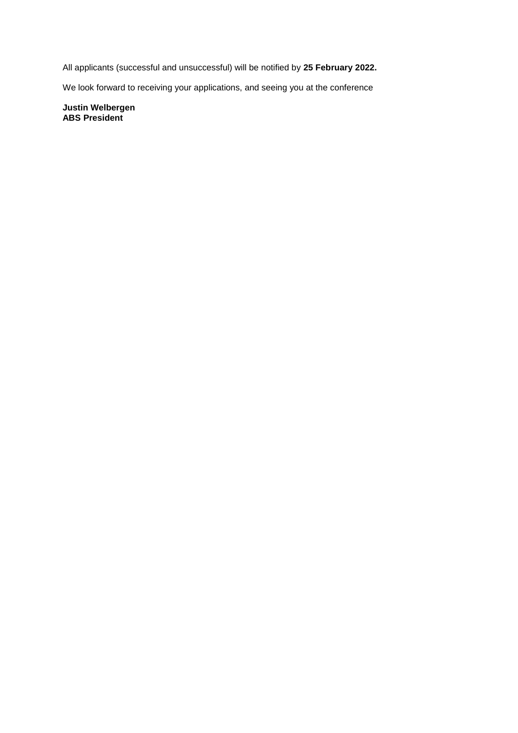All applicants (successful and unsuccessful) will be notified by **25 February 2022.**

We look forward to receiving your applications, and seeing you at the conference

**Justin Welbergen**
**ABS President**